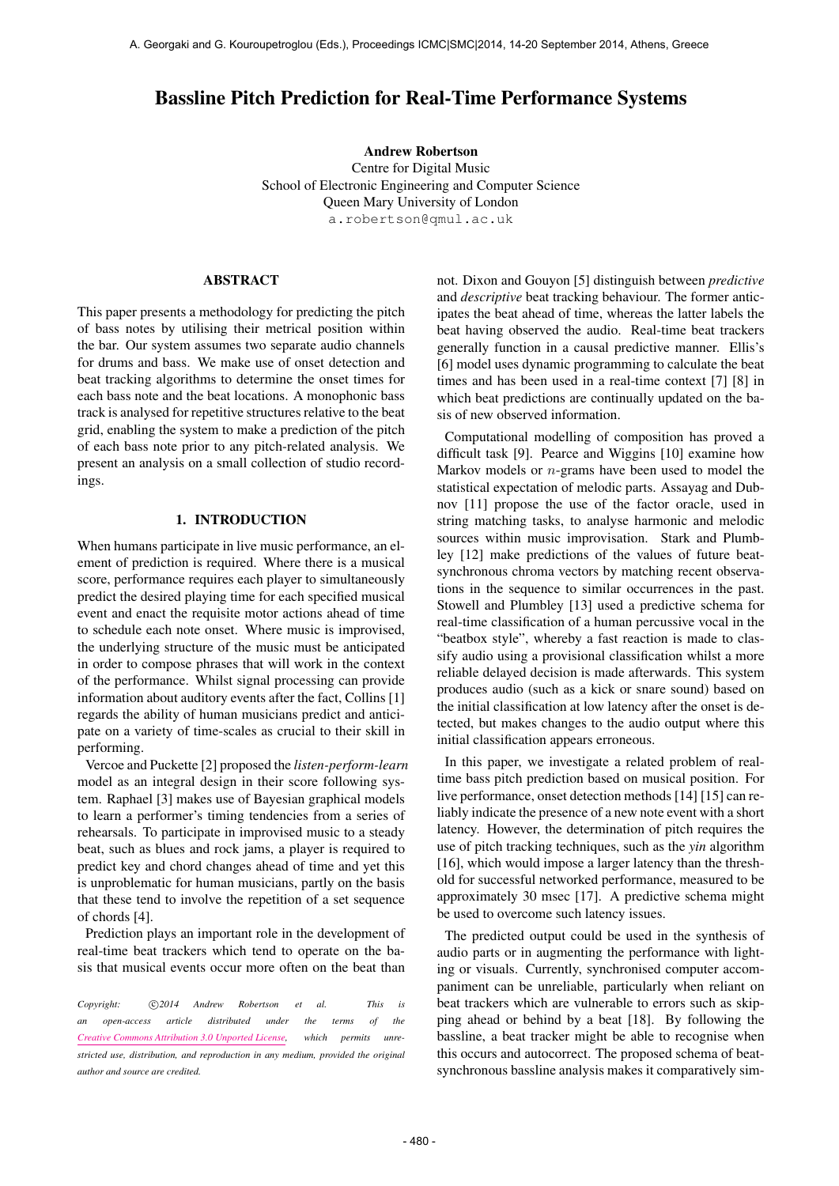# Bassline Pitch Prediction for Real-Time Performance Systems

**Andrew Robertson**
Centre for Digital Music
School of Electronic Engineering and Computer Science
Queen Mary University of London
a.robertson@qmul.ac.uk

## ABSTRACT

This paper presents a methodology for predicting the pitch of bass notes by utilising their metrical position within the bar. Our system assumes two separate audio channels for drums and bass. We make use of onset detection and beat tracking algorithms to determine the onset times for each bass note and the beat locations. A monophonic bass track is analysed for repetitive structures relative to the beat grid, enabling the system to make a prediction of the pitch of each bass note prior to any pitch-related analysis. We present an analysis on a small collection of studio recordings.

## 1. INTRODUCTION

When humans participate in live music performance, an element of prediction is required. Where there is a musical score, performance requires each player to simultaneously predict the desired playing time for each specified musical event and enact the requisite motor actions ahead of time to schedule each note onset. Where music is improvised, the underlying structure of the music must be anticipated in order to compose phrases that will work in the context of the performance. Whilst signal processing can provide information about auditory events after the fact, Collins [1] regards the ability of human musicians predict and anticipate on a variety of time-scales as crucial to their skill in performing.

Vercoe and Puckette [2] proposed the *listen-perform-learn* model as an integral design in their score following system. Raphael [3] makes use of Bayesian graphical models to learn a performer's timing tendencies from a series of rehearsals. To participate in improvised music to a steady beat, such as blues and rock jams, a player is required to predict key and chord changes ahead of time and yet this is unproblematic for human musicians, partly on the basis that these tend to involve the repetition of a set sequence of chords [4].

Prediction plays an important role in the development of real-time beat trackers which tend to operate on the basis that musical events occur more often on the beat than not. Dixon and Gouyon [5] distinguish between *predictive* and *descriptive* beat tracking behaviour. The former anticipates the beat ahead of time, whereas the latter labels the beat having observed the audio. Real-time beat trackers generally function in a causal predictive manner. Ellis's [6] model uses dynamic programming to calculate the beat times and has been used in a real-time context [7] [8] in which beat predictions are continually updated on the basis of new observed information.

Computational modelling of composition has proved a difficult task [9]. Pearce and Wiggins [10] examine how Markov models or $n$-grams have been used to model the statistical expectation of melodic parts. Assayag and Dubnov [11] propose the use of the factor oracle, used in string matching tasks, to analyse harmonic and melodic sources within music improvisation. Stark and Plumbley [12] make predictions of the values of future beat-synchronous chroma vectors by matching recent observations in the sequence to similar occurrences in the past. Stowell and Plumbley [13] used a predictive schema for real-time classification of a human percussive vocal in the "beatbox style", whereby a fast reaction is made to classify audio using a provisional classification whilst a more reliable delayed decision is made afterwards. This system produces audio (such as a kick or snare sound) based on the initial classification at low latency after the onset is detected, but makes changes to the audio output where this initial classification appears erroneous.

In this paper, we investigate a related problem of real-time bass pitch prediction based on musical position. For live performance, onset detection methods [14] [15] can reliably indicate the presence of a new note event with a short latency. However, the determination of pitch requires the use of pitch tracking techniques, such as the *yin* algorithm [16], which would impose a larger latency than the threshold for successful networked performance, measured to be approximately 30 msec [17]. A predictive schema might be used to overcome such latency issues.

The predicted output could be used in the synthesis of audio parts or in augmenting the performance with lighting or visuals. Currently, synchronised computer accompaniment can be unreliable, particularly when reliant on beat trackers which are vulnerable to errors such as skipping ahead or behind by a beat [18]. By following the bassline, a beat tracker might be able to recognise when this occurs and autocorrect. The proposed schema of beat-synchronous bassline analysis makes it comparatively sim-

*Copyright: ©2014 Andrew Robertson et al. This is an open-access article distributed under the terms of the Creative Commons Attribution 3.0 Unported License, which permits unrestricted use, distribution, and reproduction in any medium, provided the original author and source are credited.*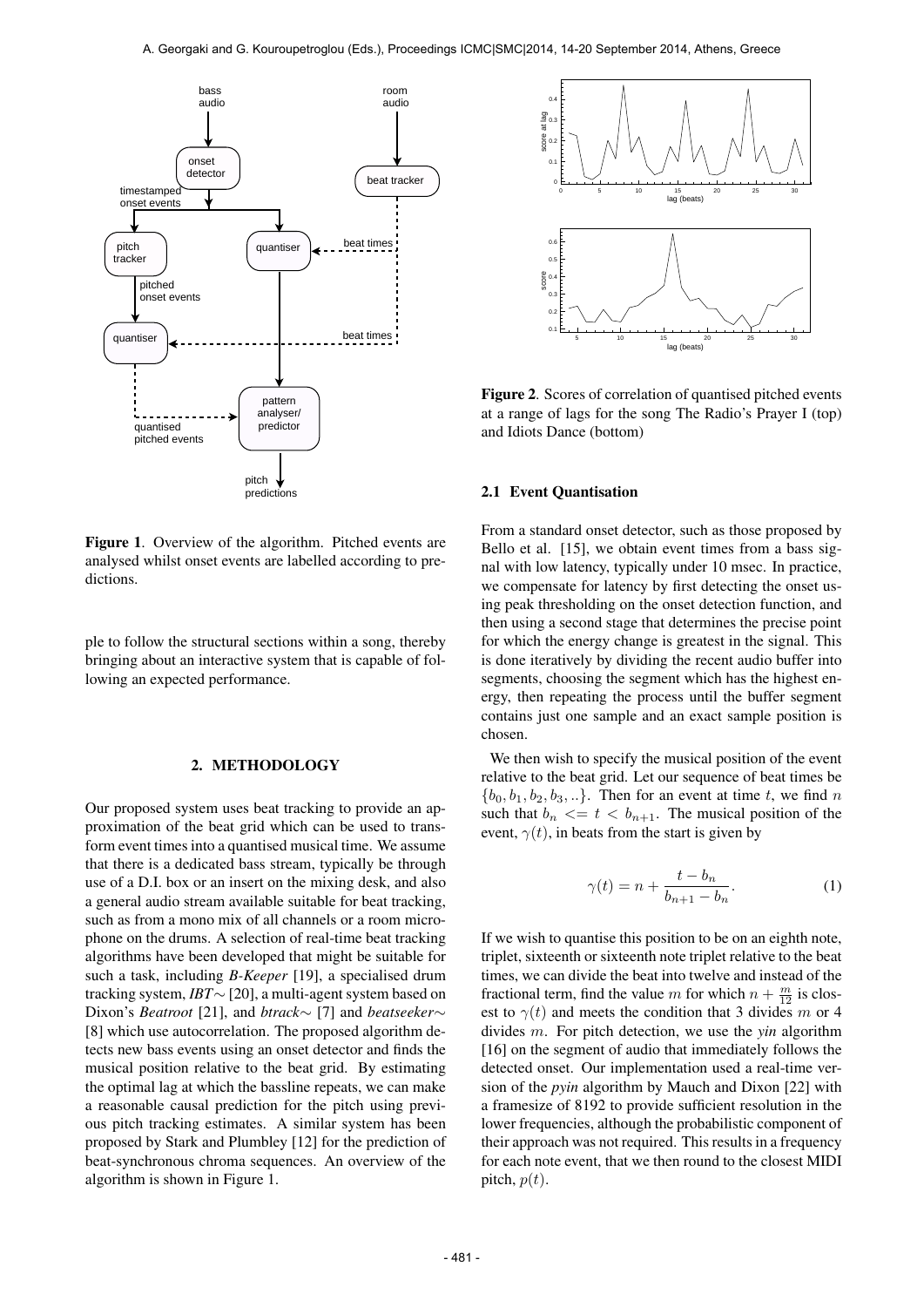Figure 1. Overview of the algorithm. Pitched events are analysed whilst onset events are labelled according to predictions.

ple to follow the structural sections within a song, thereby bringing about an interactive system that is capable of following an expected performance.

## 2. METHODOLOGY

Our proposed system uses beat tracking to provide an approximation of the beat grid which can be used to transform event times into a quantised musical time. We assume that there is a dedicated bass stream, typically be through use of a D.I. box or an insert on the mixing desk, and also a general audio stream available suitable for beat tracking, such as from a mono mix of all channels or a room microphone on the drums. A selection of real-time beat tracking algorithms have been developed that might be suitable for such a task, including *B-Keeper* [19], a specialised drum tracking system, *IBT*∼ [20], a multi-agent system based on Dixon's *Beatroot* [21], and *btrack*∼ [7] and *beatseeker*∼ [8] which use autocorrelation. The proposed algorithm detects new bass events using an onset detector and finds the musical position relative to the beat grid. By estimating the optimal lag at which the bassline repeats, we can make a reasonable causal prediction for the pitch using previous pitch tracking estimates. A similar system has been proposed by Stark and Plumbley [12] for the prediction of beat-synchronous chroma sequences. An overview of the algorithm is shown in Figure 1.

Figure 2. Scores of correlation of quantised pitched events at a range of lags for the song The Radio's Prayer I (top) and Idiots Dance (bottom)

### 2.1 Event Quantisation

From a standard onset detector, such as those proposed by Bello et al. [15], we obtain event times from a bass signal with low latency, typically under 10 msec. In practice, we compensate for latency by first detecting the onset using peak thresholding on the onset detection function, and then using a second stage that determines the precise point for which the energy change is greatest in the signal. This is done iteratively by dividing the recent audio buffer into segments, choosing the segment which has the highest energy, then repeating the process until the buffer segment contains just one sample and an exact sample position is chosen.

We then wish to specify the musical position of the event relative to the beat grid. Let our sequence of beat times be $\{b_0, b_1, b_2, b_3, ..\}$. Then for an event at time $t$, we find $n$ such that $b_n <= t < b_{n+1}$. The musical position of the event, $\gamma(t)$, in beats from the start is given by

$$\gamma(t) = n + \frac{t - b_n}{b_{n+1} - b_n}. \tag{1}$$

If we wish to quantise this position to be on an eighth note, triplet, sixteenth or sixteenth note triplet relative to the beat times, we can divide the beat into twelve and instead of the fractional term, find the value $m$ for which $n + \frac{m}{12}$ is closest to $\gamma(t)$ and meets the condition that 3 divides $m$ or 4 divides $m$. For pitch detection, we use the *yin* algorithm [16] on the segment of audio that immediately follows the detected onset. Our implementation used a real-time version of the *pyin* algorithm by Mauch and Dixon [22] with a framesize of 8192 to provide sufficient resolution in the lower frequencies, although the probabilistic component of their approach was not required. This results in a frequency for each note event, that we then round to the closest MIDI pitch, $p(t)$.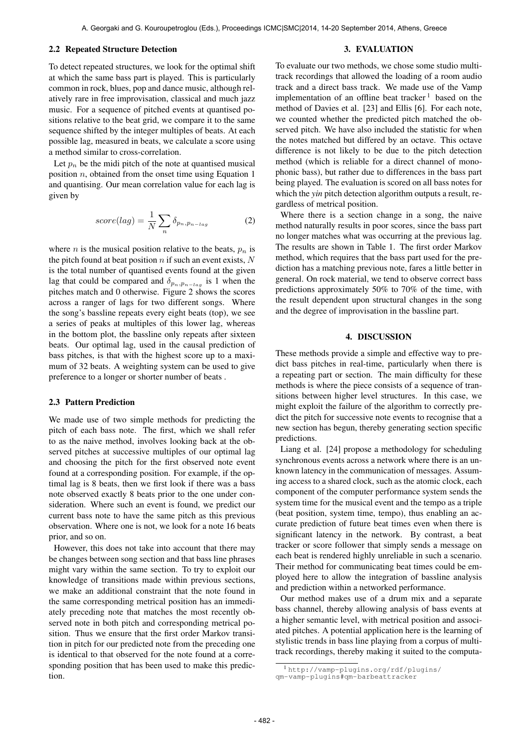### 2.2 Repeated Structure Detection

To detect repeated structures, we look for the optimal shift at which the same bass part is played. This is particularly common in rock, blues, pop and dance music, although relatively rare in free improvisation, classical and much jazz music. For a sequence of pitched events at quantised positions relative to the beat grid, we compare it to the same sequence shifted by the integer multiples of beats. At each possible lag, measured in beats, we calculate a score using a method similar to cross-correlation.

Let $p_n$ be the midi pitch of the note at quantised musical position $n$, obtained from the onset time using Equation 1 and quantising. Our mean correlation value for each lag is given by

$$score(lag) = \frac{1}{N} \sum_{n} \delta_{p_n, p_{n-lag}} \tag{2}$$

where $n$ is the musical position relative to the beats, $p_n$ is the pitch found at beat position $n$ if such an event exists, $N$ is the total number of quantised events found at the given lag that could be compared and $\delta_{p_n, p_{n-lag}}$ is 1 when the pitches match and 0 otherwise. Figure 2 shows the scores across a ranger of lags for two different songs. Where the song's bassline repeats every eight beats (top), we see a series of peaks at multiples of this lower lag, whereas in the bottom plot, the bassline only repeats after sixteen beats. Our optimal lag, used in the causal prediction of bass pitches, is that with the highest score up to a maximum of 32 beats. A weighting system can be used to give preference to a longer or shorter number of beats .

### 2.3 Pattern Prediction

We made use of two simple methods for predicting the pitch of each bass note. The first, which we shall refer to as the naive method, involves looking back at the observed pitches at successive multiples of our optimal lag and choosing the pitch for the first observed note event found at a corresponding position. For example, if the optimal lag is 8 beats, then we first look if there was a bass note observed exactly 8 beats prior to the one under consideration. Where such an event is found, we predict our current bass note to have the same pitch as this previous observation. Where one is not, we look for a note 16 beats prior, and so on.

However, this does not take into account that there may be changes between song section and that bass line phrases might vary within the same section. To try to exploit our knowledge of transitions made within previous sections, we make an additional constraint that the note found in the same corresponding metrical position has an immediately preceding note that matches the most recently observed note in both pitch and corresponding metrical position. Thus we ensure that the first order Markov transition in pitch for our predicted note from the preceding one is identical to that observed for the note found at a corresponding position that has been used to make this prediction.

## 3. EVALUATION

To evaluate our two methods, we chose some studio multitrack recordings that allowed the loading of a room audio track and a direct bass track. We made use of the Vamp implementation of an offline beat tracker [1] based on the method of Davies et al. [23] and Ellis [6]. For each note, we counted whether the predicted pitch matched the observed pitch. We have also included the statistic for when the notes matched but differed by an octave. This octave difference is not likely to be due to the pitch detection method (which is reliable for a direct channel of monophonic bass), but rather due to differences in the bass part being played. The evaluation is scored on all bass notes for which the *yin* pitch detection algorithm outputs a result, regardless of metrical position.

Where there is a section change in a song, the naive method naturally results in poor scores, since the bass part no longer matches what was occurring at the previous lag. The results are shown in Table 1. The first order Markov method, which requires that the bass part used for the prediction has a matching previous note, fares a little better in general. On rock material, we tend to observe correct bass predictions approximately 50% to 70% of the time, with the result dependent upon structural changes in the song and the degree of improvisation in the bassline part.

## 4. DISCUSSION

These methods provide a simple and effective way to predict bass pitches in real-time, particularly when there is a repeating part or section. The main difficulty for these methods is where the piece consists of a sequence of transitions between higher level structures. In this case, we might exploit the failure of the algorithm to correctly predict the pitch for successive note events to recognise that a new section has begun, thereby generating section specific predictions.

Liang et al. [24] propose a methodology for scheduling synchronous events across a network where there is an unknown latency in the communication of messages. Assuming access to a shared clock, such as the atomic clock, each component of the computer performance system sends the system time for the musical event and the tempo as a triple (beat position, system time, tempo), thus enabling an accurate prediction of future beat times even when there is significant latency in the network. By contrast, a beat tracker or score follower that simply sends a message on each beat is rendered highly unreliable in such a scenario. Their method for communicating beat times could be employed here to allow the integration of bassline analysis and prediction within a networked performance.

Our method makes use of a drum mix and a separate bass channel, thereby allowing analysis of bass events at a higher semantic level, with metrical position and associated pitches. A potential application here is the learning of stylistic trends in bass line playing from a corpus of multitrack recordings, thereby making it suited to the computa-

[1] http://vamp-plugins.org/rdf/plugins/qm-vamp-plugins#qm-barbeattracker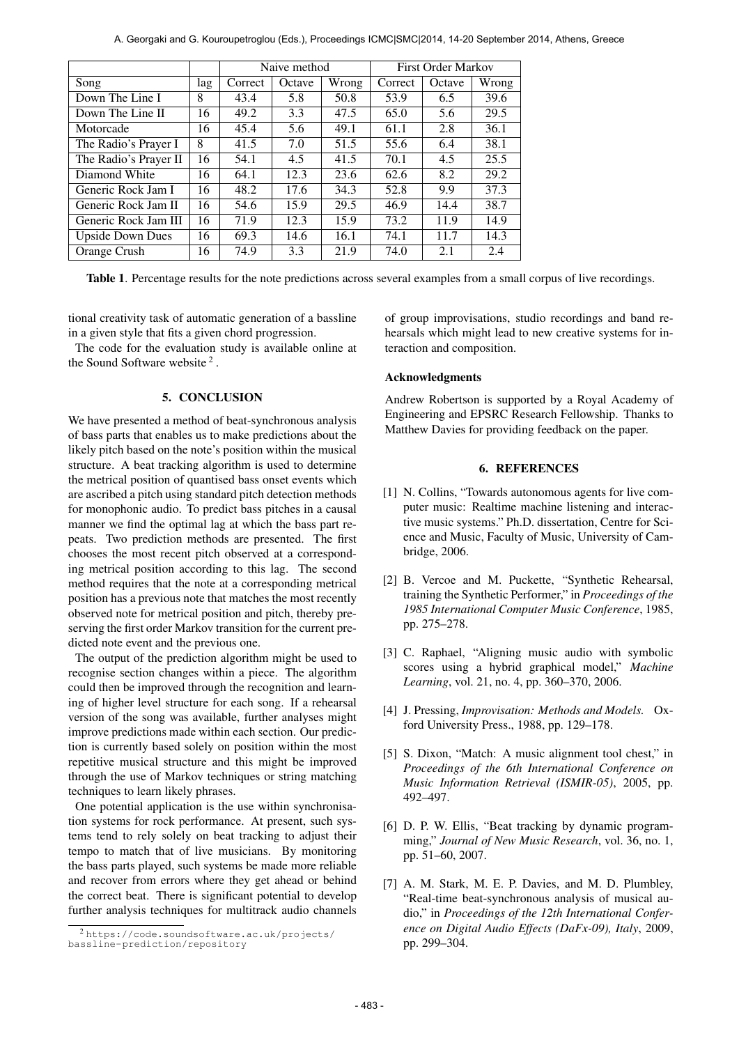| | | Naive method | | | First Order Markov | | |
|---|---|---|---|---|---|---|---|
| Song | lag | Correct | Octave | Wrong | Correct | Octave | Wrong |
| Down The Line I | 8 | 43.4 | 5.8 | 50.8 | 53.9 | 6.5 | 39.6 |
| Down The Line II | 16 | 49.2 | 3.3 | 47.5 | 65.0 | 5.6 | 29.5 |
| Motorcade | 16 | 45.4 | 5.6 | 49.1 | 61.1 | 2.8 | 36.1 |
| The Radio's Prayer I | 8 | 41.5 | 7.0 | 51.5 | 55.6 | 6.4 | 38.1 |
| The Radio's Prayer II | 16 | 54.1 | 4.5 | 41.5 | 70.1 | 4.5 | 25.5 |
| Diamond White | 16 | 64.1 | 12.3 | 23.6 | 62.6 | 8.2 | 29.2 |
| Generic Rock Jam I | 16 | 48.2 | 17.6 | 34.3 | 52.8 | 9.9 | 37.3 |
| Generic Rock Jam II | 16 | 54.6 | 15.9 | 29.5 | 46.9 | 14.4 | 38.7 |
| Generic Rock Jam III | 16 | 71.9 | 12.3 | 15.9 | 73.2 | 11.9 | 14.9 |
| Upside Down Dues | 16 | 69.3 | 14.6 | 16.1 | 74.1 | 11.7 | 14.3 |
| Orange Crush | 16 | 74.9 | 3.3 | 21.9 | 74.0 | 2.1 | 2.4 |

**Table 1**. Percentage results for the note predictions across several examples from a small corpus of live recordings.

tional creativity task of automatic generation of a bassline in a given style that fits a given chord progression.

The code for the evaluation study is available online at the Sound Software website [2].

## 5. CONCLUSION

We have presented a method of beat-synchronous analysis of bass parts that enables us to make predictions about the likely pitch based on the note's position within the musical structure. A beat tracking algorithm is used to determine the metrical position of quantised bass onset events which are ascribed a pitch using standard pitch detection methods for monophonic audio. To predict bass pitches in a causal manner we find the optimal lag at which the bass part repeats. Two prediction methods are presented. The first chooses the most recent pitch observed at a corresponding metrical position according to this lag. The second method requires that the note at a corresponding metrical position has a previous note that matches the most recently observed note for metrical position and pitch, thereby preserving the first order Markov transition for the current predicted note event and the previous one.

The output of the prediction algorithm might be used to recognise section changes within a piece. The algorithm could then be improved through the recognition and learning of higher level structure for each song. If a rehearsal version of the song was available, further analyses might improve predictions made within each section. Our prediction is currently based solely on position within the most repetitive musical structure and this might be improved through the use of Markov techniques or string matching techniques to learn likely phrases.

One potential application is the use within synchronisation systems for rock performance. At present, such systems tend to rely solely on beat tracking to adjust their tempo to match that of live musicians. By monitoring the bass parts played, such systems be made more reliable and recover from errors where they get ahead or behind the correct beat. There is significant potential to develop further analysis techniques for multitrack audio channels of group improvisations, studio recordings and band rehearsals which might lead to new creative systems for interaction and composition.

[2] https://code.soundsoftware.ac.uk/projects/bassline-prediction/repository

### Acknowledgments

Andrew Robertson is supported by a Royal Academy of Engineering and EPSRC Research Fellowship. Thanks to Matthew Davies for providing feedback on the paper.

## 6. REFERENCES

[1] N. Collins, "Towards autonomous agents for live computer music: Realtime machine listening and interactive music systems." Ph.D. dissertation, Centre for Science and Music, Faculty of Music, University of Cambridge, 2006.

[2] B. Vercoe and M. Puckette, "Synthetic Rehearsal, training the Synthetic Performer," in *Proceedings of the 1985 International Computer Music Conference*, 1985, pp. 275–278.

[3] C. Raphael, "Aligning music audio with symbolic scores using a hybrid graphical model," *Machine Learning*, vol. 21, no. 4, pp. 360–370, 2006.

[4] J. Pressing, *Improvisation: Methods and Models.* Oxford University Press., 1988, pp. 129–178.

[5] S. Dixon, "Match: A music alignment tool chest," in *Proceedings of the 6th International Conference on Music Information Retrieval (ISMIR-05)*, 2005, pp. 492–497.

[6] D. P. W. Ellis, "Beat tracking by dynamic programming," *Journal of New Music Research*, vol. 36, no. 1, pp. 51–60, 2007.

[7] A. M. Stark, M. E. P. Davies, and M. D. Plumbley, "Real-time beat-synchronous analysis of musical audio," in *Proceedings of the 12th International Conference on Digital Audio Effects (DaFx-09), Italy*, 2009, pp. 299–304.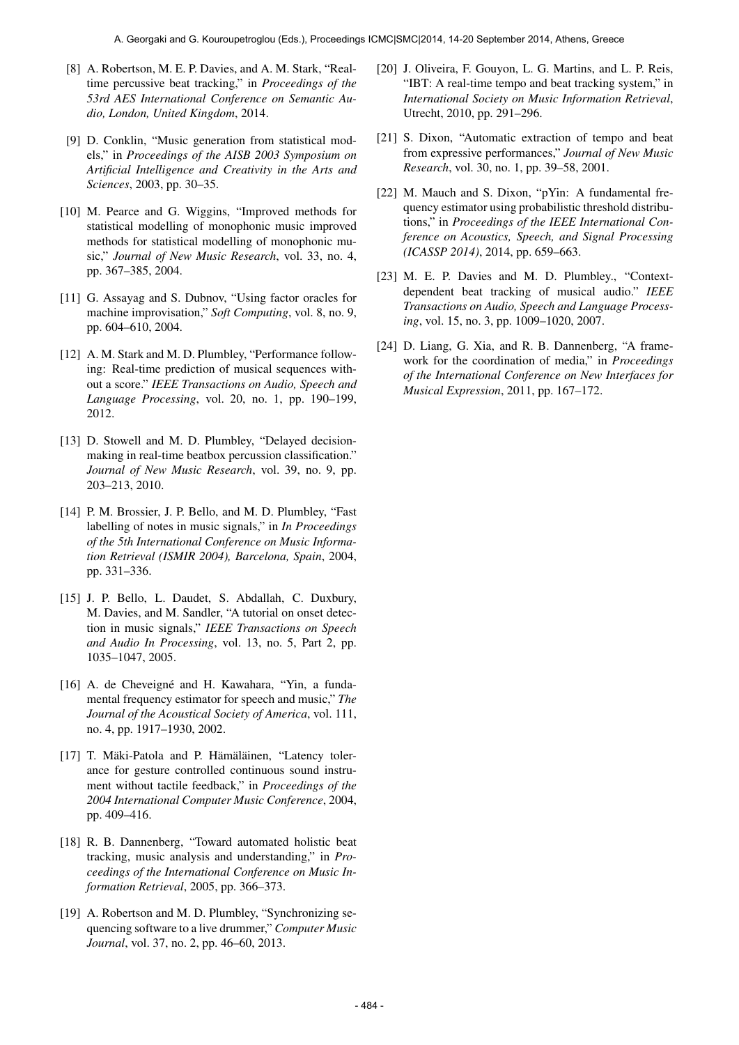[8] A. Robertson, M. E. P. Davies, and A. M. Stark, "Real-time percussive beat tracking," in *Proceedings of the 53rd AES International Conference on Semantic Audio, London, United Kingdom*, 2014.

[9] D. Conklin, "Music generation from statistical models," in *Proceedings of the AISB 2003 Symposium on Artificial Intelligence and Creativity in the Arts and Sciences*, 2003, pp. 30–35.

[10] M. Pearce and G. Wiggins, "Improved methods for statistical modelling of monophonic music improved methods for statistical modelling of monophonic music," *Journal of New Music Research*, vol. 33, no. 4, pp. 367–385, 2004.

[11] G. Assayag and S. Dubnov, "Using factor oracles for machine improvisation," *Soft Computing*, vol. 8, no. 9, pp. 604–610, 2004.

[12] A. M. Stark and M. D. Plumbley, "Performance following: Real-time prediction of musical sequences without a score." *IEEE Transactions on Audio, Speech and Language Processing*, vol. 20, no. 1, pp. 190–199, 2012.

[13] D. Stowell and M. D. Plumbley, "Delayed decision-making in real-time beatbox percussion classification." *Journal of New Music Research*, vol. 39, no. 9, pp. 203–213, 2010.

[14] P. M. Brossier, J. P. Bello, and M. D. Plumbley, "Fast labelling of notes in music signals," in *In Proceedings of the 5th International Conference on Music Information Retrieval (ISMIR 2004), Barcelona, Spain*, 2004, pp. 331–336.

[15] J. P. Bello, L. Daudet, S. Abdallah, C. Duxbury, M. Davies, and M. Sandler, "A tutorial on onset detection in music signals," *IEEE Transactions on Speech and Audio In Processing*, vol. 13, no. 5, Part 2, pp. 1035–1047, 2005.

[16] A. de Cheveigné and H. Kawahara, "Yin, a fundamental frequency estimator for speech and music," *The Journal of the Acoustical Society of America*, vol. 111, no. 4, pp. 1917–1930, 2002.

[17] T. Mäki-Patola and P. Hämäläinen, "Latency tolerance for gesture controlled continuous sound instrument without tactile feedback," in *Proceedings of the 2004 International Computer Music Conference*, 2004, pp. 409–416.

[18] R. B. Dannenberg, "Toward automated holistic beat tracking, music analysis and understanding," in *Proceedings of the International Conference on Music Information Retrieval*, 2005, pp. 366–373.

[19] A. Robertson and M. D. Plumbley, "Synchronizing sequencing software to a live drummer," *Computer Music Journal*, vol. 37, no. 2, pp. 46–60, 2013.

[20] J. Oliveira, F. Gouyon, L. G. Martins, and L. P. Reis, "IBT: A real-time tempo and beat tracking system," in *International Society on Music Information Retrieval*, Utrecht, 2010, pp. 291–296.

[21] S. Dixon, "Automatic extraction of tempo and beat from expressive performances," *Journal of New Music Research*, vol. 30, no. 1, pp. 39–58, 2001.

[22] M. Mauch and S. Dixon, "pYin: A fundamental frequency estimator using probabilistic threshold distributions," in *Proceedings of the IEEE International Conference on Acoustics, Speech, and Signal Processing (ICASSP 2014)*, 2014, pp. 659–663.

[23] M. E. P. Davies and M. D. Plumbley., "Context-dependent beat tracking of musical audio." *IEEE Transactions on Audio, Speech and Language Processing*, vol. 15, no. 3, pp. 1009–1020, 2007.

[24] D. Liang, G. Xia, and R. B. Dannenberg, "A framework for the coordination of media," in *Proceedings of the International Conference on New Interfaces for Musical Expression*, 2011, pp. 167–172.